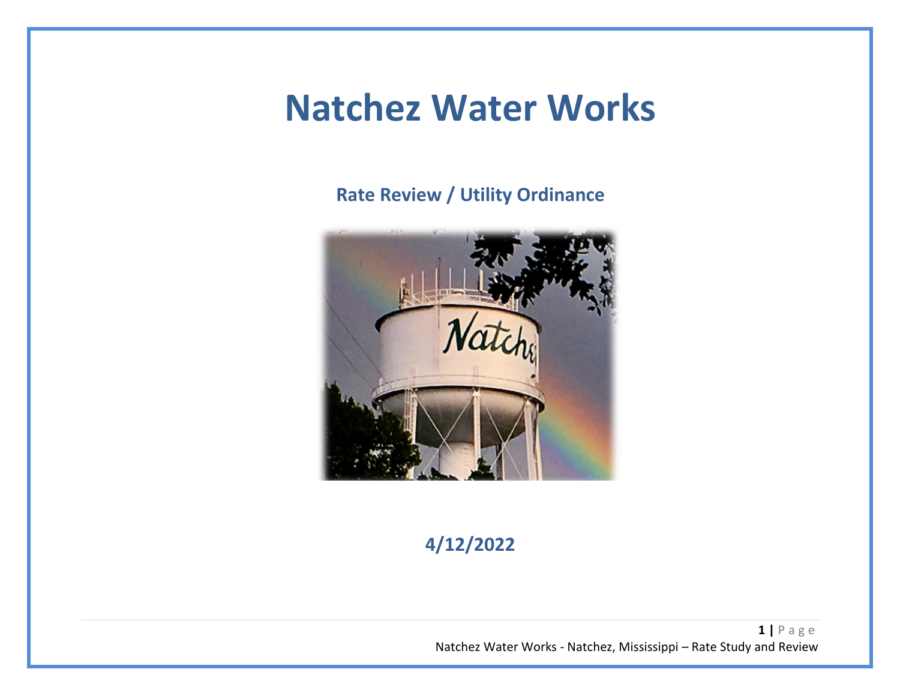# Natchez Water Works

### Rate Review / Utility Ordinance

**4/12/2022**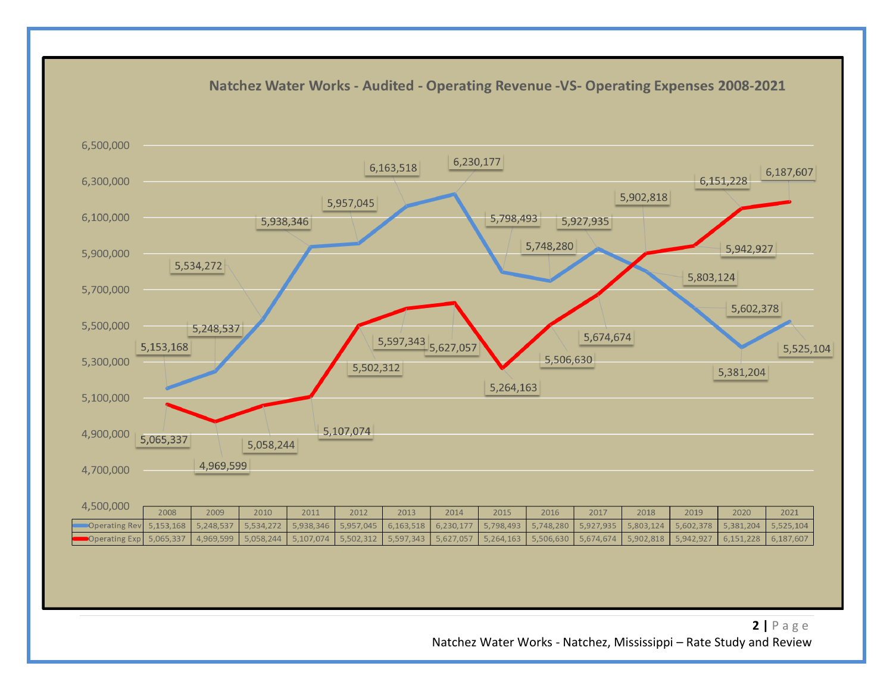## Natchez Water Works - Audited - Operating Revenue -VS- Operating Expenses 2008-2021

| | 2008 | 2009 | 2010 | 2011 | 2012 | 2013 | 2014 | 2015 | 2016 | 2017 | 2018 | 2019 | 2020 | 2021 |
|---|---|---|---|---|---|---|---|---|---|---|---|---|---|---|
| Operating Rev | 5,153,168 | 5,248,537 | 5,534,272 | 5,938,346 | 5,957,045 | 6,163,518 | 6,230,177 | 5,798,493 | 5,748,280 | 5,927,935 | 5,803,124 | 5,602,378 | 5,381,204 | 5,525,104 |
| Operating Exp | 5,065,337 | 4,969,599 | 5,058,244 | 5,107,074 | 5,502,312 | 5,597,343 | 5,627,057 | 5,264,163 | 5,506,630 | 5,674,674 | 5,902,818 | 5,942,927 | 6,151,228 | 6,187,607 |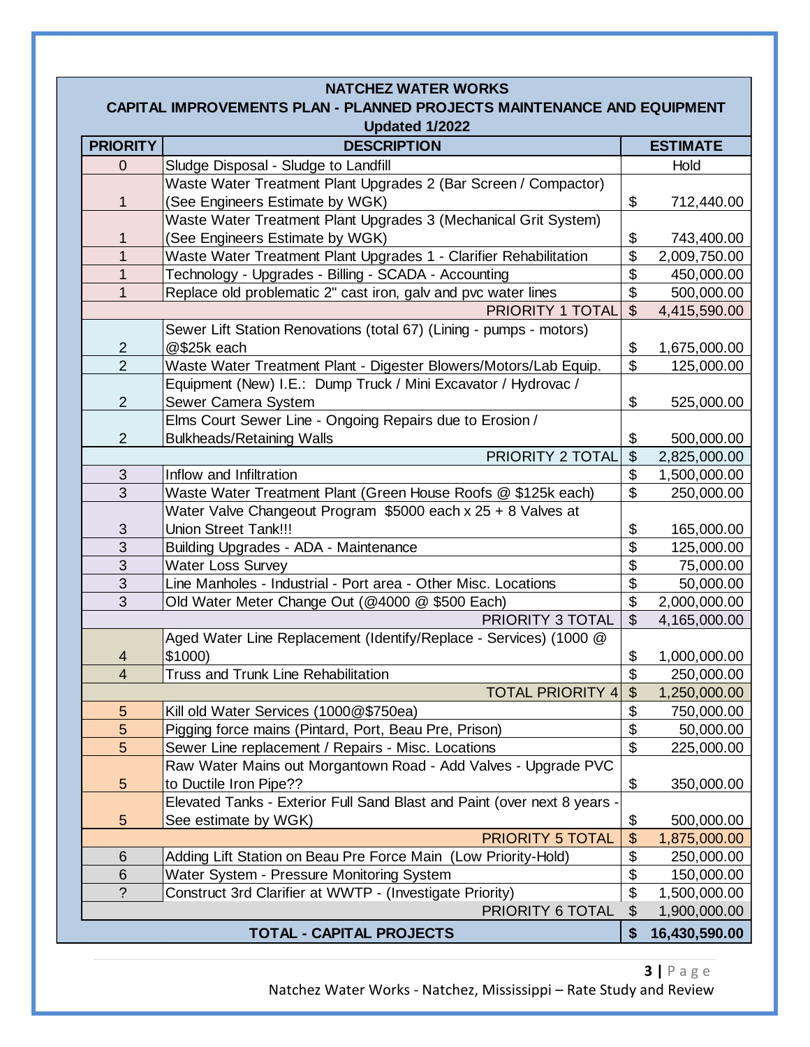**NATCHEZ WATER WORKS**
**CAPITAL IMPROVEMENTS PLAN - PLANNED PROJECTS MAINTENANCE AND EQUIPMENT**
**Updated 1/2022**

| PRIORITY | DESCRIPTION | ESTIMATE |
|---|---|---|
| 0 | Sludge Disposal - Sludge to Landfill | Hold |
| 1 | Waste Water Treatment Plant Upgrades 2 (Bar Screen / Compactor) (See Engineers Estimate by WGK) | $ 712,440.00 |
| 1 | Waste Water Treatment Plant Upgrades 3 (Mechanical Grit System) (See Engineers Estimate by WGK) | $ 743,400.00 |
| 1 | Waste Water Treatment Plant Upgrades 1 - Clarifier Rehabilitation | $ 2,009,750.00 |
| 1 | Technology - Upgrades - Billing - SCADA - Accounting | $ 450,000.00 |
| 1 | Replace old problematic 2" cast iron, galv and pvc water lines | $ 500,000.00 |
| | PRIORITY 1 TOTAL | $ 4,415,590.00 |
| 2 | Sewer Lift Station Renovations (total 67) (Lining - pumps - motors) @$25k each | $ 1,675,000.00 |
| 2 | Waste Water Treatment Plant - Digester Blowers/Motors/Lab Equip. | $ 125,000.00 |
| 2 | Equipment (New) I.E.: Dump Truck / Mini Excavator / Hydrovac / Sewer Camera System | $ 525,000.00 |
| 2 | Elms Court Sewer Line - Ongoing Repairs due to Erosion / Bulkheads/Retaining Walls | $ 500,000.00 |
| | PRIORITY 2 TOTAL | $ 2,825,000.00 |
| 3 | Inflow and Infiltration | $ 1,500,000.00 |
| 3 | Waste Water Treatment Plant (Green House Roofs @ $125k each) | $ 250,000.00 |
| 3 | Water Valve Changeout Program $5000 each x 25 + 8 Valves at Union Street Tank!!! | $ 165,000.00 |
| 3 | Building Upgrades - ADA - Maintenance | $ 125,000.00 |
| 3 | Water Loss Survey | $ 75,000.00 |
| 3 | Line Manholes - Industrial - Port area - Other Misc. Locations | $ 50,000.00 |
| 3 | Old Water Meter Change Out (@4000 @ $500 Each) | $ 2,000,000.00 |
| | PRIORITY 3 TOTAL | $ 4,165,000.00 |
| 4 | Aged Water Line Replacement (Identify/Replace - Services) (1000 @ $1000) | $ 1,000,000.00 |
| 4 | Truss and Trunk Line Rehabilitation | $ 250,000.00 |
| | TOTAL PRIORITY 4 | $ 1,250,000.00 |
| 5 | Kill old Water Services (1000@$750ea) | $ 750,000.00 |
| 5 | Pigging force mains (Pintard, Port, Beau Pre, Prison) | $ 50,000.00 |
| 5 | Sewer Line replacement / Repairs - Misc. Locations | $ 225,000.00 |
| 5 | Raw Water Mains out Morgantown Road - Add Valves - Upgrade PVC to Ductile Iron Pipe?? | $ 350,000.00 |
| 5 | Elevated Tanks - Exterior Full Sand Blast and Paint (over next 8 years - See estimate by WGK) | $ 500,000.00 |
| | PRIORITY 5 TOTAL | $ 1,875,000.00 |
| 6 | Adding Lift Station on Beau Pre Force Main (Low Priority-Hold) | $ 250,000.00 |
| 6 | Water System - Pressure Monitoring System | $ 150,000.00 |
| ? | Construct 3rd Clarifier at WWTP - (Investigate Priority) | $ 1,500,000.00 |
| | PRIORITY 6 TOTAL | $ 1,900,000.00 |
| | **TOTAL - CAPITAL PROJECTS** | **$ 16,430,590.00** |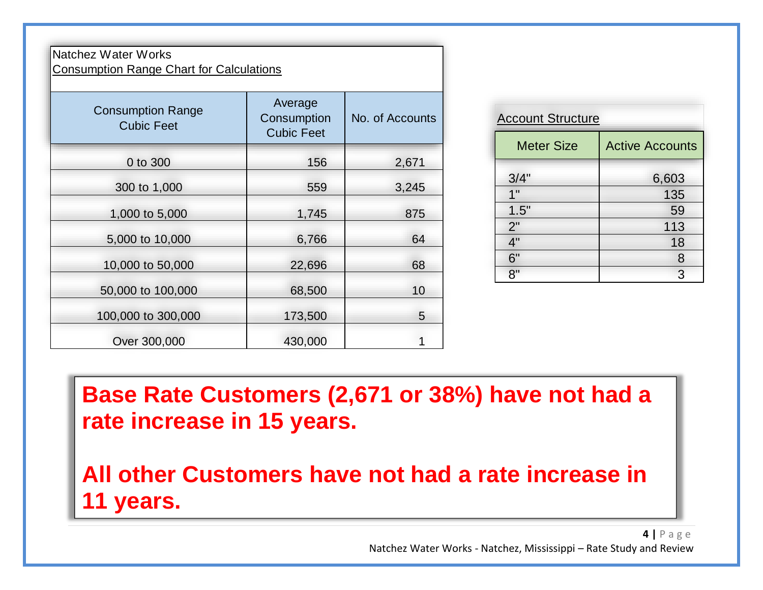Natchez Water Works

Consumption Range Chart for Calculations

| Consumption Range Cubic Feet | Average Consumption Cubic Feet | No. of Accounts |
|---|---|---|
| 0 to 300 | 156 | 2,671 |
| 300 to 1,000 | 559 | 3,245 |
| 1,000 to 5,000 | 1,745 | 875 |
| 5,000 to 10,000 | 6,766 | 64 |
| 10,000 to 50,000 | 22,696 | 68 |
| 50,000 to 100,000 | 68,500 | 10 |
| 100,000 to 300,000 | 173,500 | 5 |
| Over 300,000 | 430,000 | 1 |

Account Structure

| Meter Size | Active Accounts |
|---|---|
| 3/4" | 6,603 |
| 1" | 135 |
| 1.5" | 59 |
| 2" | 113 |
| 4" | 18 |
| 6" | 8 |
| 8" | 3 |

**Base Rate Customers (2,671 or 38%) have not had a rate increase in 15 years.**

**All other Customers have not had a rate increase in 11 years.**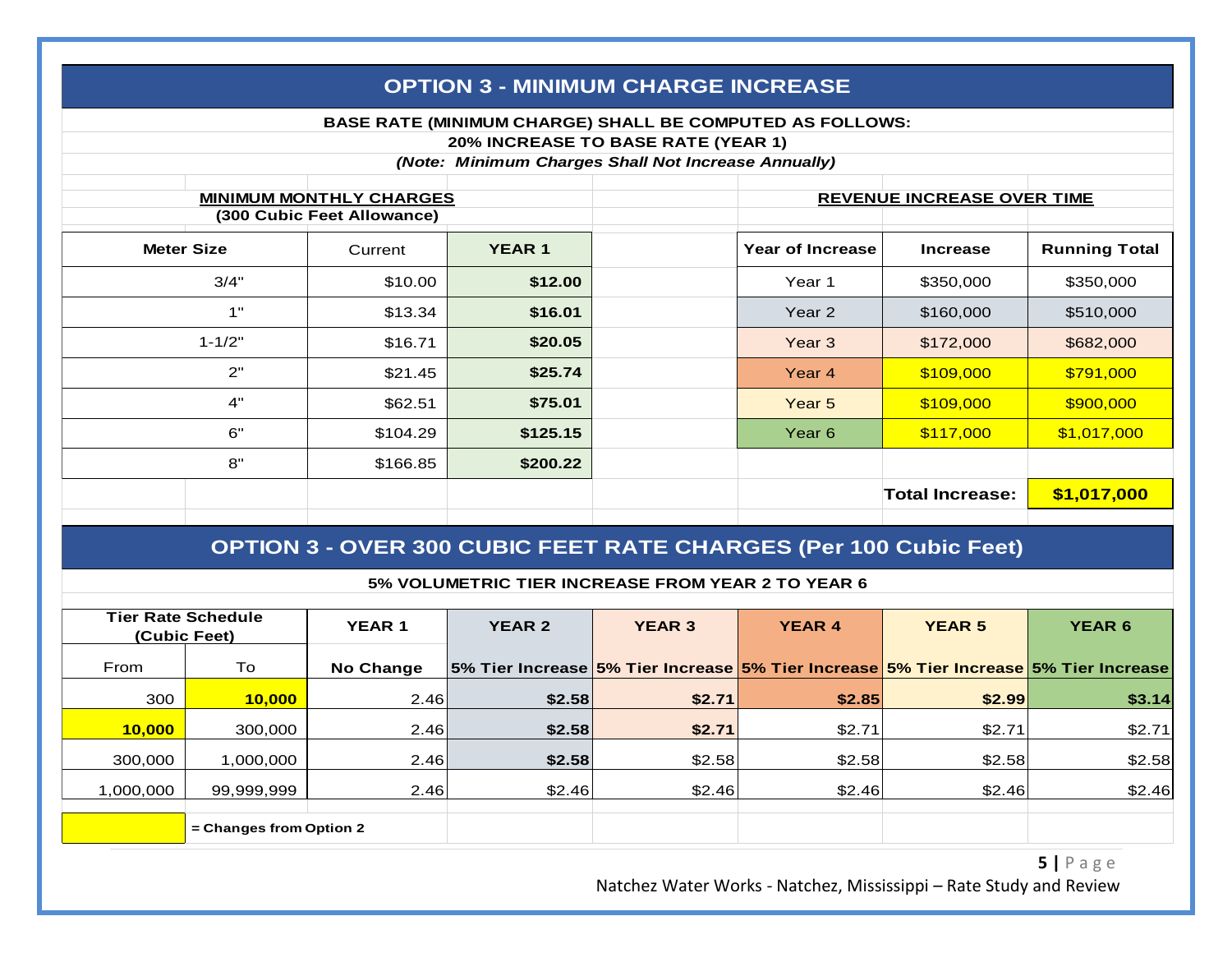## OPTION 3 - MINIMUM CHARGE INCREASE

**BASE RATE (MINIMUM CHARGE) SHALL BE COMPUTED AS FOLLOWS:**

**20% INCREASE TO BASE RATE (YEAR 1)**

***(Note: Minimum Charges Shall Not Increase Annually)***

**MINIMUM MONTHLY CHARGES**
**(300 Cubic Feet Allowance)**

| Meter Size | Current | YEAR 1 |
|---|---|---|
| 3/4" | $10.00 | **$12.00** |
| 1" | $13.34 | **$16.01** |
| 1-1/2" | $16.71 | **$20.05** |
| 2" | $21.45 | **$25.74** |
| 4" | $62.51 | **$75.01** |
| 6" | $104.29 | **$125.15** |
| 8" | $166.85 | **$200.22** |

**REVENUE INCREASE OVER TIME**

| Year of Increase | Increase | Running Total |
|---|---|---|
| Year 1 | $350,000 | $350,000 |
| Year 2 | $160,000 | $510,000 |
| Year 3 | $172,000 | $682,000 |
| Year 4 | $109,000 | $791,000 |
| Year 5 | $109,000 | $900,000 |
| Year 6 | $117,000 | $1,017,000 |
| | **Total Increase:** | **$1,017,000** |

## OPTION 3 - OVER 300 CUBIC FEET RATE CHARGES (Per 100 Cubic Feet)

**5% VOLUMETRIC TIER INCREASE FROM YEAR 2 TO YEAR 6**

| Tier Rate Schedule (Cubic Feet) | | YEAR 1 | YEAR 2 | YEAR 3 | YEAR 4 | YEAR 5 | YEAR 6 |
|---|---|---|---|---|---|---|---|
| From | To | No Change | 5% Tier Increase | 5% Tier Increase | 5% Tier Increase | 5% Tier Increase | 5% Tier Increase |
| 300 | **10,000** | 2.46 | **$2.58** | **$2.71** | **$2.85** | **$2.99** | **$3.14** |
| **10,000** | 300,000 | 2.46 | **$2.58** | **$2.71** | $2.71 | $2.71 | $2.71 |
| 300,000 | 1,000,000 | 2.46 | **$2.58** | $2.58 | $2.58 | $2.58 | $2.58 |
| 1,000,000 | 99,999,999 | 2.46 | $2.46 | $2.46 | $2.46 | $2.46 | $2.46 |

(Highlighted) **= Changes from Option 2**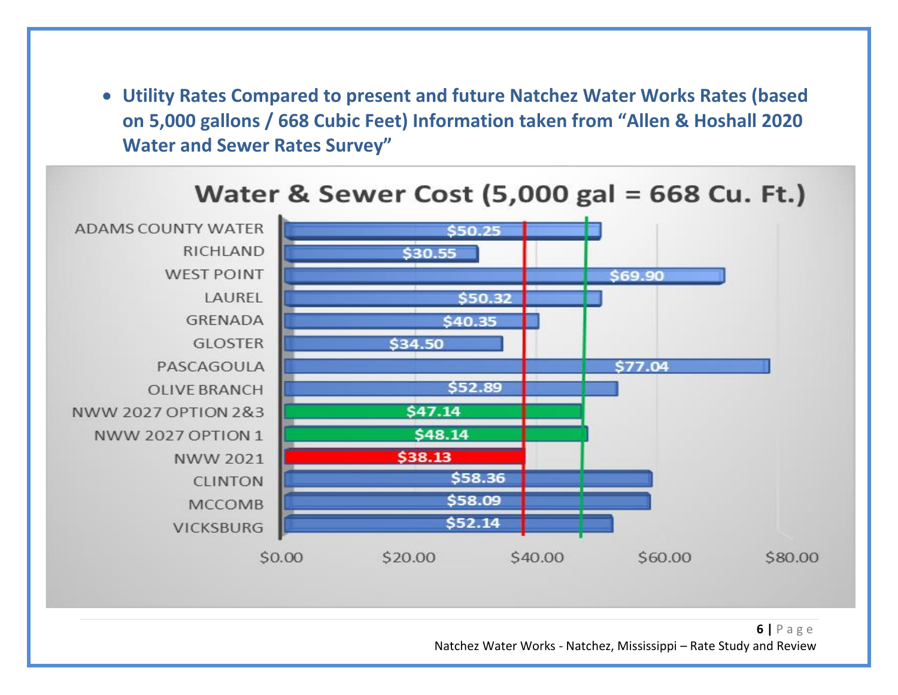- **Utility Rates Compared to present and future Natchez Water Works Rates (based on 5,000 gallons / 668 Cubic Feet) Information taken from "Allen & Hoshall 2020 Water and Sewer Rates Survey"**

**Water & Sewer Cost (5,000 gal = 668 Cu. Ft.)**

| Utility | Cost |
|---|---|
| ADAMS COUNTY WATER | $50.25 |
| RICHLAND | $30.55 |
| WEST POINT | $69.90 |
| LAUREL | $50.32 |
| GRENADA | $40.35 |
| GLOSTER | $34.50 |
| PASCAGOULA | $77.04 |
| OLIVE BRANCH | $52.89 |
| NWW 2027 OPTION 2&3 | $47.14 |
| NWW 2027 OPTION 1 | $48.14 |
| NWW 2021 | $38.13 |
| CLINTON | $58.36 |
| MCCOMB | $58.09 |
| VICKSBURG | $52.14 |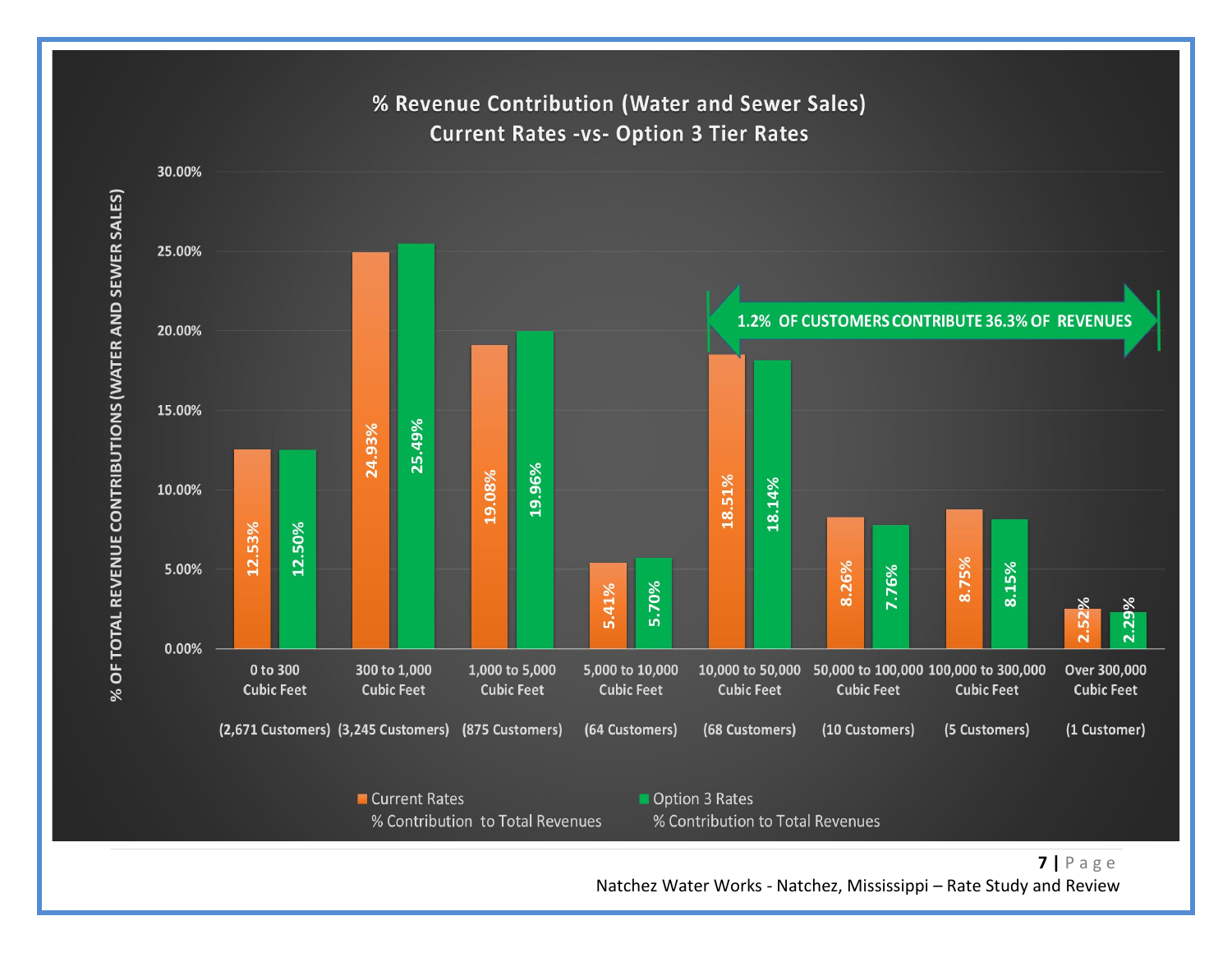## % Revenue Contribution (Water and Sewer Sales)
## Current Rates -vs- Option 3 Tier Rates

| Consumption Tier | Customers | Current Rates % Contribution to Total Revenues | Option 3 Rates % Contribution to Total Revenues |
|---|---|---|---|
| 0 to 300 Cubic Feet | 2,671 Customers | 12.53% | 12.50% |
| 300 to 1,000 Cubic Feet | 3,245 Customers | 24.93% | 25.49% |
| 1,000 to 5,000 Cubic Feet | 875 Customers | 19.08% | 19.96% |
| 5,000 to 10,000 Cubic Feet | 64 Customers | 5.41% | 5.70% |
| 10,000 to 50,000 Cubic Feet | 68 Customers | 18.51% | 18.14% |
| 50,000 to 100,000 Cubic Feet | 10 Customers | 8.26% | 7.76% |
| 100,000 to 300,000 Cubic Feet | 5 Customers | 8.75% | 8.15% |
| Over 300,000 Cubic Feet | 1 Customer | 2.52% | 2.29% |

1.2% OF CUSTOMERS CONTRIBUTE 36.3% OF REVENUES

Natchez Water Works - Natchez, Mississippi – Rate Study and Review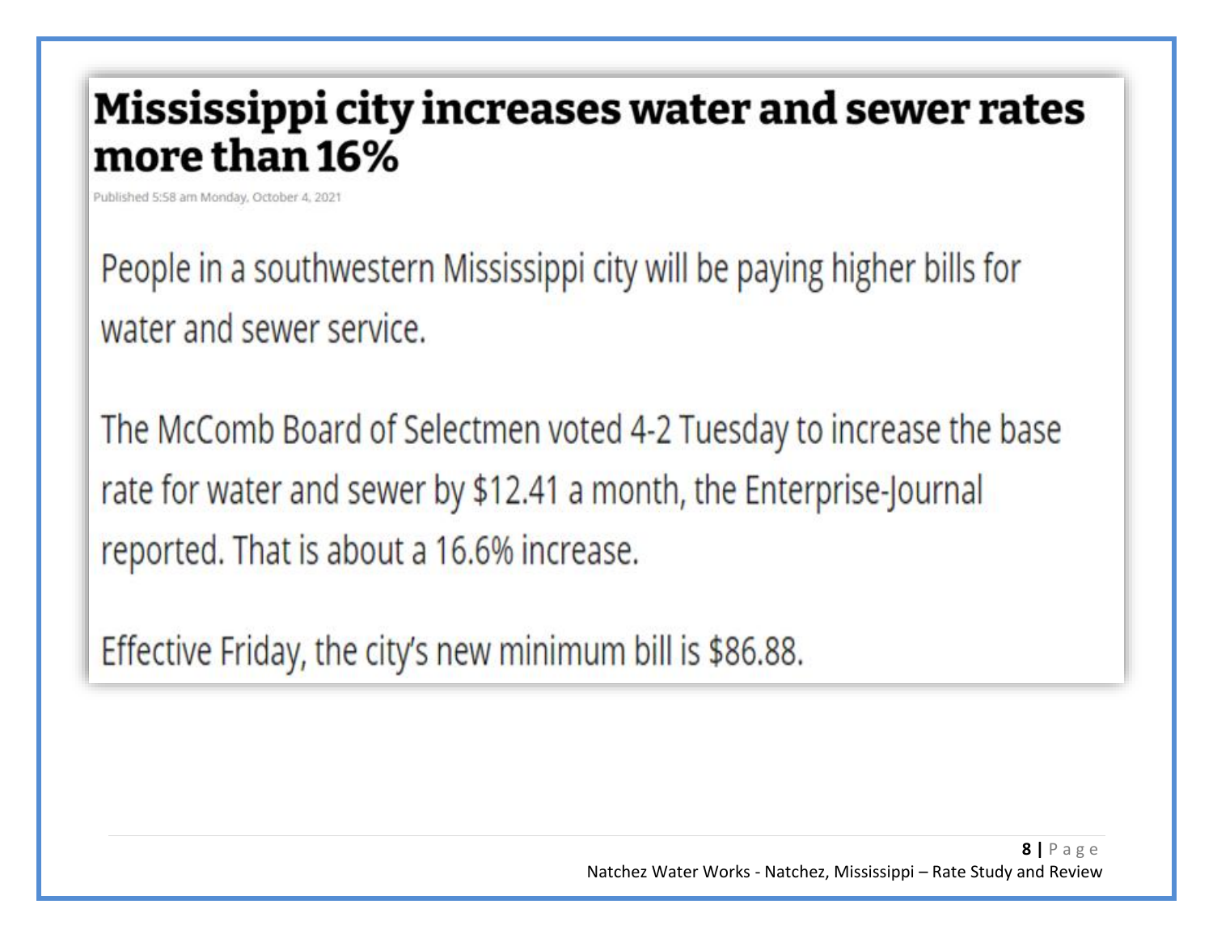# Mississippi city increases water and sewer rates more than 16%

Published 5:58 am Monday, October 4, 2021

People in a southwestern Mississippi city will be paying higher bills for water and sewer service.

The McComb Board of Selectmen voted 4-2 Tuesday to increase the base rate for water and sewer by $12.41 a month, the Enterprise-Journal reported. That is about a 16.6% increase.

Effective Friday, the city's new minimum bill is $86.88.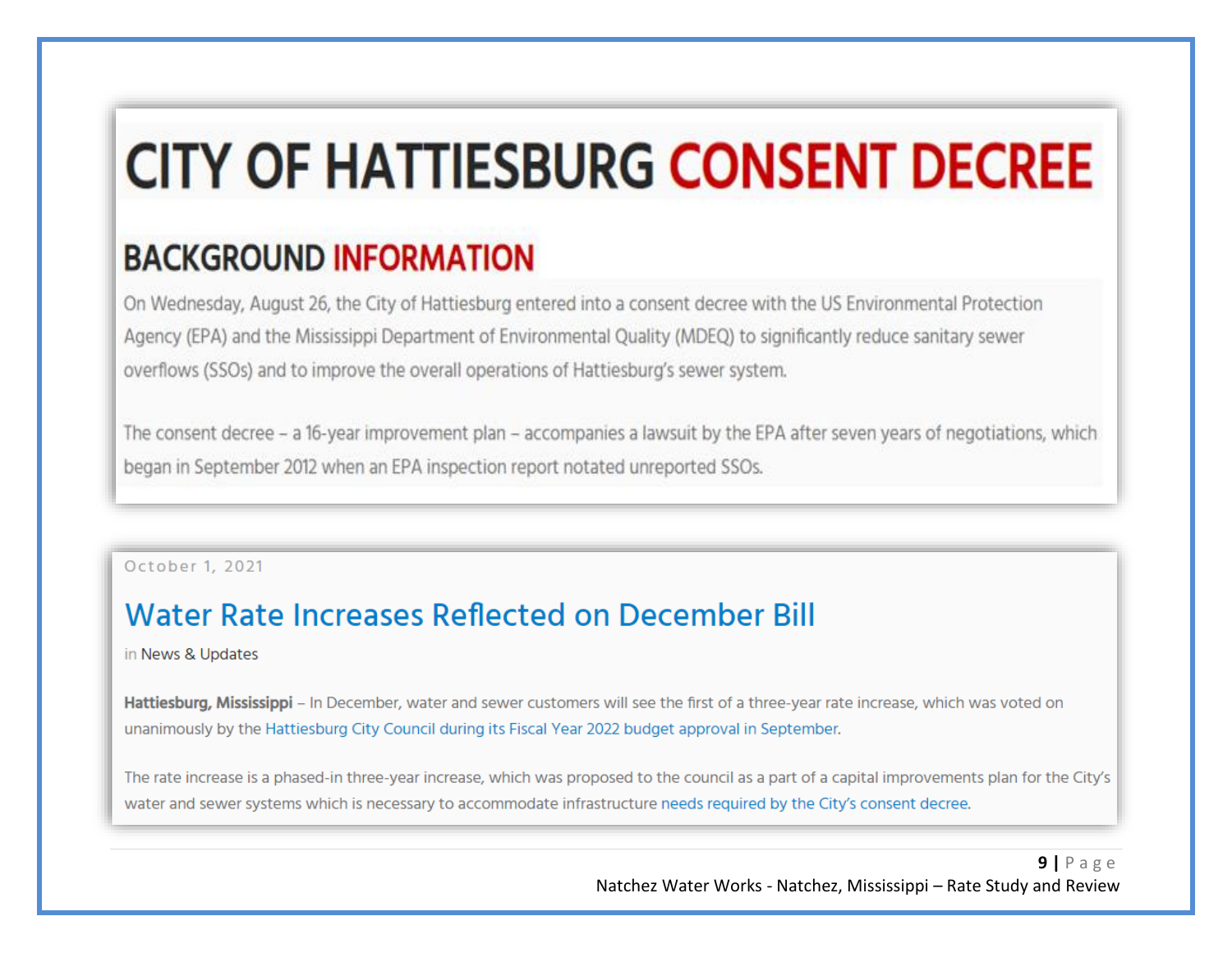# CITY OF HATTIESBURG CONSENT DECREE

## BACKGROUND INFORMATION

On Wednesday, August 26, the City of Hattiesburg entered into a consent decree with the US Environmental Protection Agency (EPA) and the Mississippi Department of Environmental Quality (MDEQ) to significantly reduce sanitary sewer overflows (SSOs) and to improve the overall operations of Hattiesburg's sewer system.

The consent decree – a 16-year improvement plan – accompanies a lawsuit by the EPA after seven years of negotiations, which began in September 2012 when an EPA inspection report notated unreported SSOs.

October 1, 2021

## Water Rate Increases Reflected on December Bill

in News & Updates

**Hattiesburg, Mississippi** – In December, water and sewer customers will see the first of a three-year rate increase, which was voted on unanimously by the Hattiesburg City Council during its Fiscal Year 2022 budget approval in September.

The rate increase is a phased-in three-year increase, which was proposed to the council as a part of a capital improvements plan for the City's water and sewer systems which is necessary to accommodate infrastructure needs required by the City's consent decree.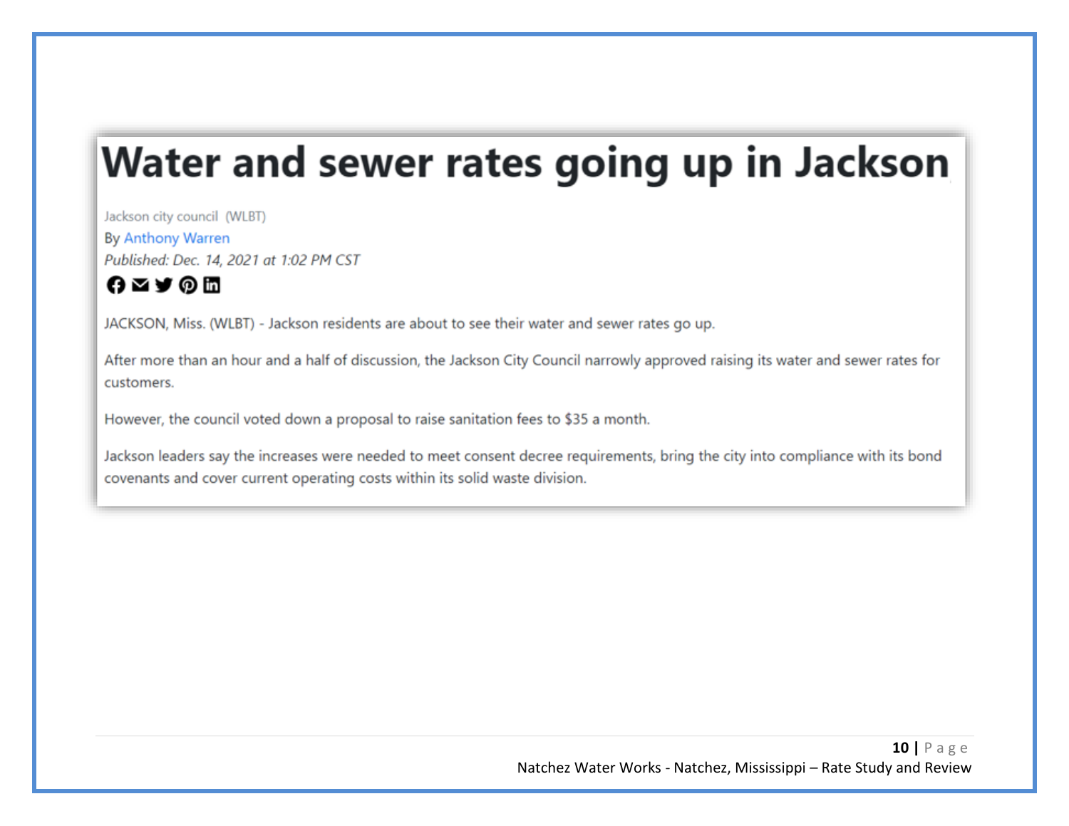# Water and sewer rates going up in Jackson

Jackson city council (WLBT)

By Anthony Warren

*Published: Dec. 14, 2021 at 1:02 PM CST*

JACKSON, Miss. (WLBT) - Jackson residents are about to see their water and sewer rates go up.

After more than an hour and a half of discussion, the Jackson City Council narrowly approved raising its water and sewer rates for customers.

However, the council voted down a proposal to raise sanitation fees to $35 a month.

Jackson leaders say the increases were needed to meet consent decree requirements, bring the city into compliance with its bond covenants and cover current operating costs within its solid waste division.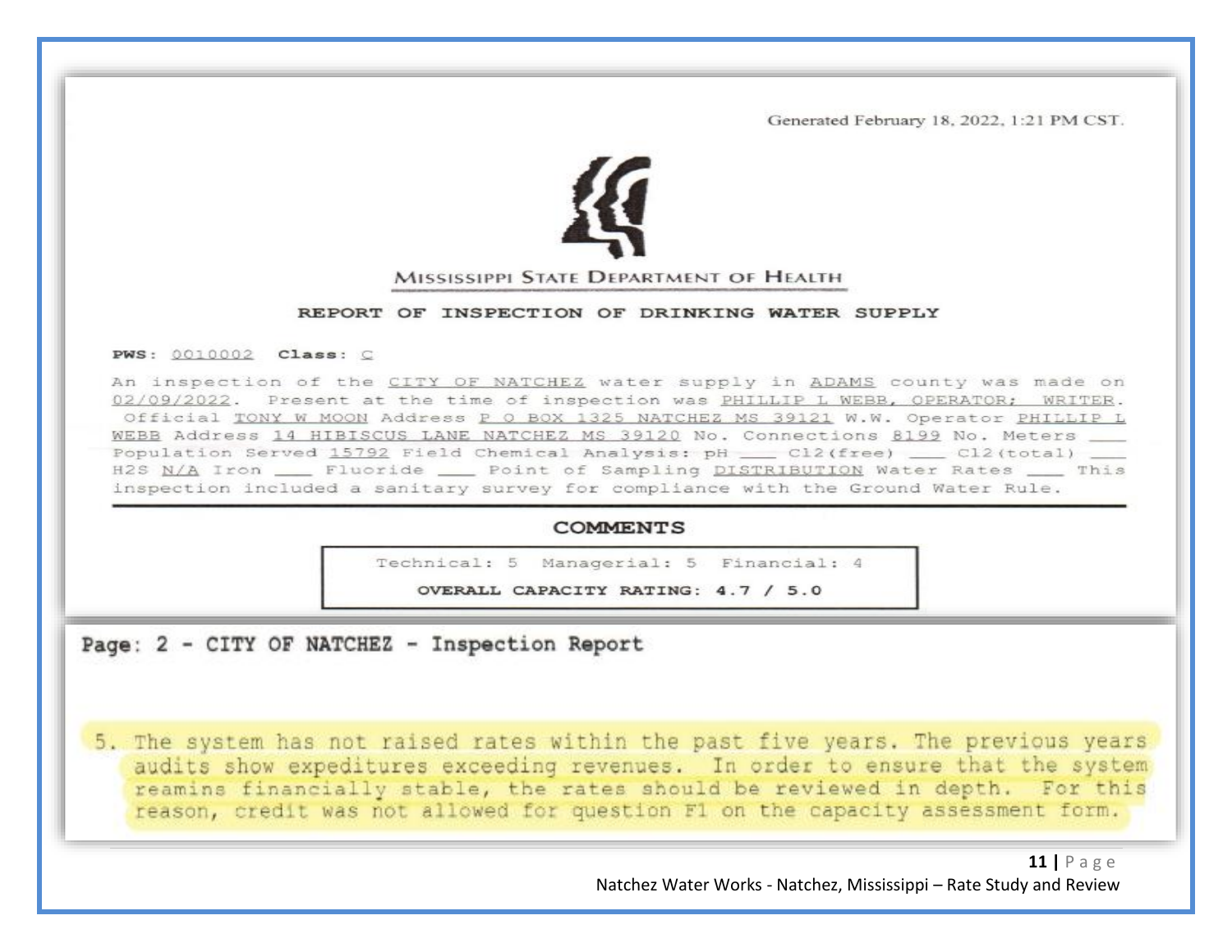Generated February 18, 2022, 1:21 PM CST.

MISSISSIPPI STATE DEPARTMENT OF HEALTH

**REPORT OF INSPECTION OF DRINKING WATER SUPPLY**

**PWS:** 0010002 **Class:** C

An inspection of the CITY OF NATCHEZ water supply in ADAMS county was made on 02/09/2022. Present at the time of inspection was PHILLIP L WEBB, OPERATOR; WRITER. Official TONY W MOON Address P O BOX 1325 NATCHEZ MS 39121 W.W. Operator PHILLIP L WEBB Address 14 HIBISCUS LANE NATCHEZ MS 39120 No. Connections 8199 No. Meters \_\_\_\_ Population Served 15792 Field Chemical Analysis: pH \_\_\_\_ Cl2(free) \_\_\_\_ Cl2(total) \_\_\_\_ H2S N/A Iron \_\_\_\_ Fluoride \_\_\_\_ Point of Sampling DISTRIBUTION Water Rates \_\_\_\_ This inspection included a sanitary survey for compliance with the Ground Water Rule.

**COMMENTS**

Technical: 5 Managerial: 5 Financial: 4

**OVERALL CAPACITY RATING: 4.7 / 5.0**

**Page: 2 - CITY OF NATCHEZ - Inspection Report**

5. The system has not raised rates within the past five years. The previous years audits show expeditures exceeding revenues. In order to ensure that the system reamins financially stable, the rates should be reviewed in depth. For this reason, credit was not allowed for question F1 on the capacity assessment form.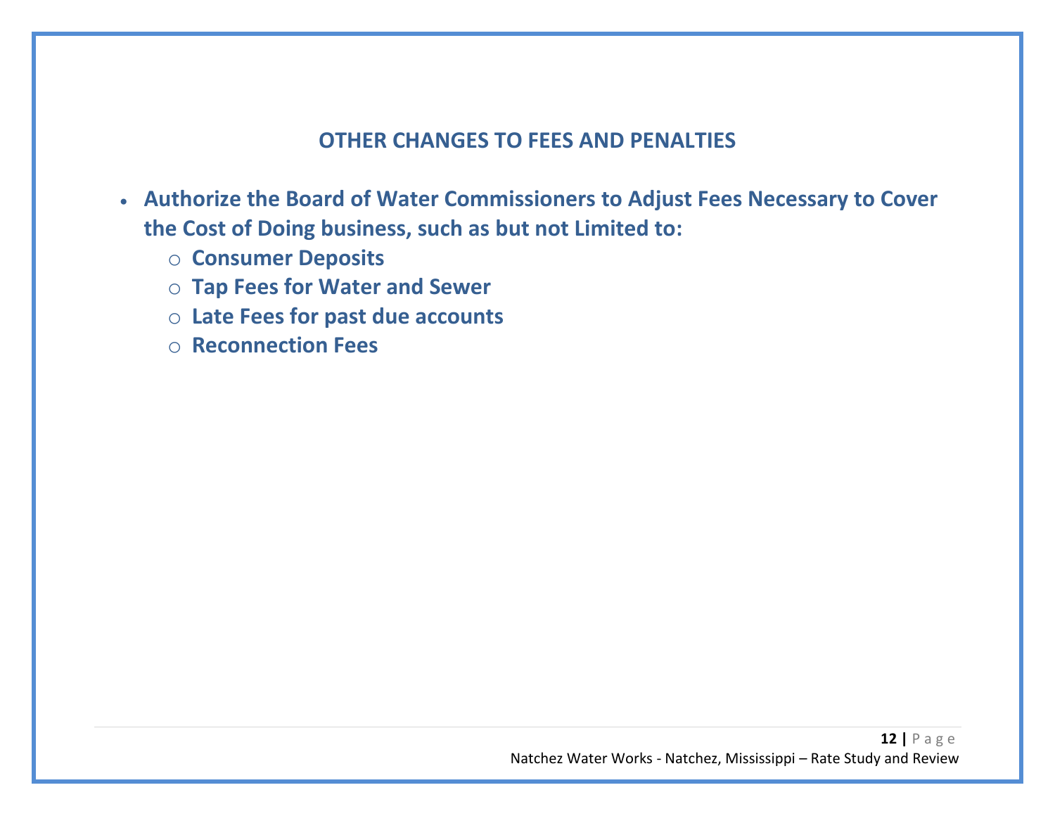## OTHER CHANGES TO FEES AND PENALTIES

- **Authorize the Board of Water Commissioners to Adjust Fees Necessary to Cover the Cost of Doing business, such as but not Limited to:**
  - **Consumer Deposits**
  - **Tap Fees for Water and Sewer**
  - **Late Fees for past due accounts**
  - **Reconnection Fees**